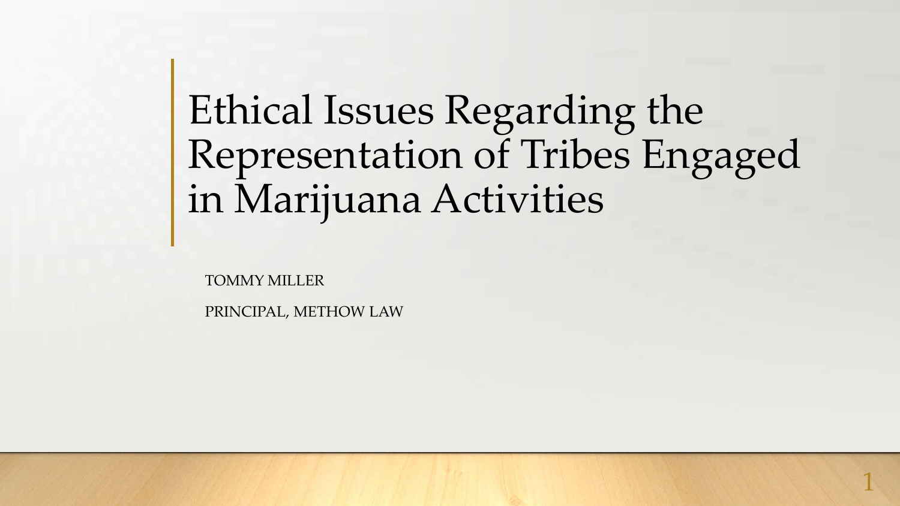# Ethical Issues Regarding the Representation of Tribes Engaged in Marijuana Activities

TOMMY MILLER

PRINCIPAL, METHOW LAW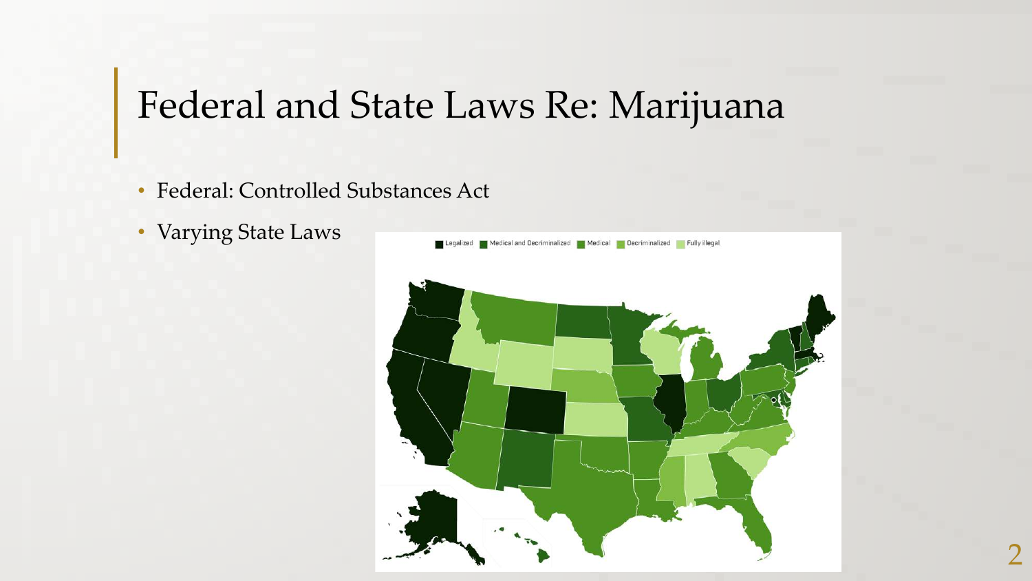# Federal and State Laws Re: Marijuana

- Federal: Controlled Substances Act
- Varying State Laws

Legalized | Medical and Decriminalized | Medical | Decriminalized | Fully illegal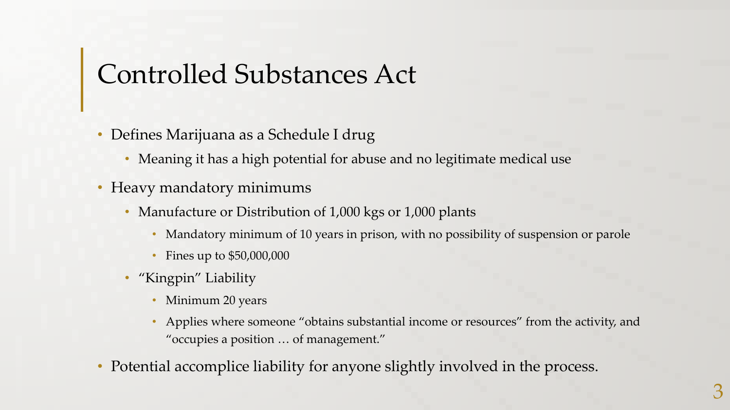# Controlled Substances Act

- Defines Marijuana as a Schedule I drug
  - Meaning it has a high potential for abuse and no legitimate medical use
- Heavy mandatory minimums
  - Manufacture or Distribution of 1,000 kgs or 1,000 plants
    - Mandatory minimum of 10 years in prison, with no possibility of suspension or parole
    - Fines up to $50,000,000
  - "Kingpin" Liability
    - Minimum 20 years
    - Applies where someone "obtains substantial income or resources" from the activity, and "occupies a position … of management."
- Potential accomplice liability for anyone slightly involved in the process.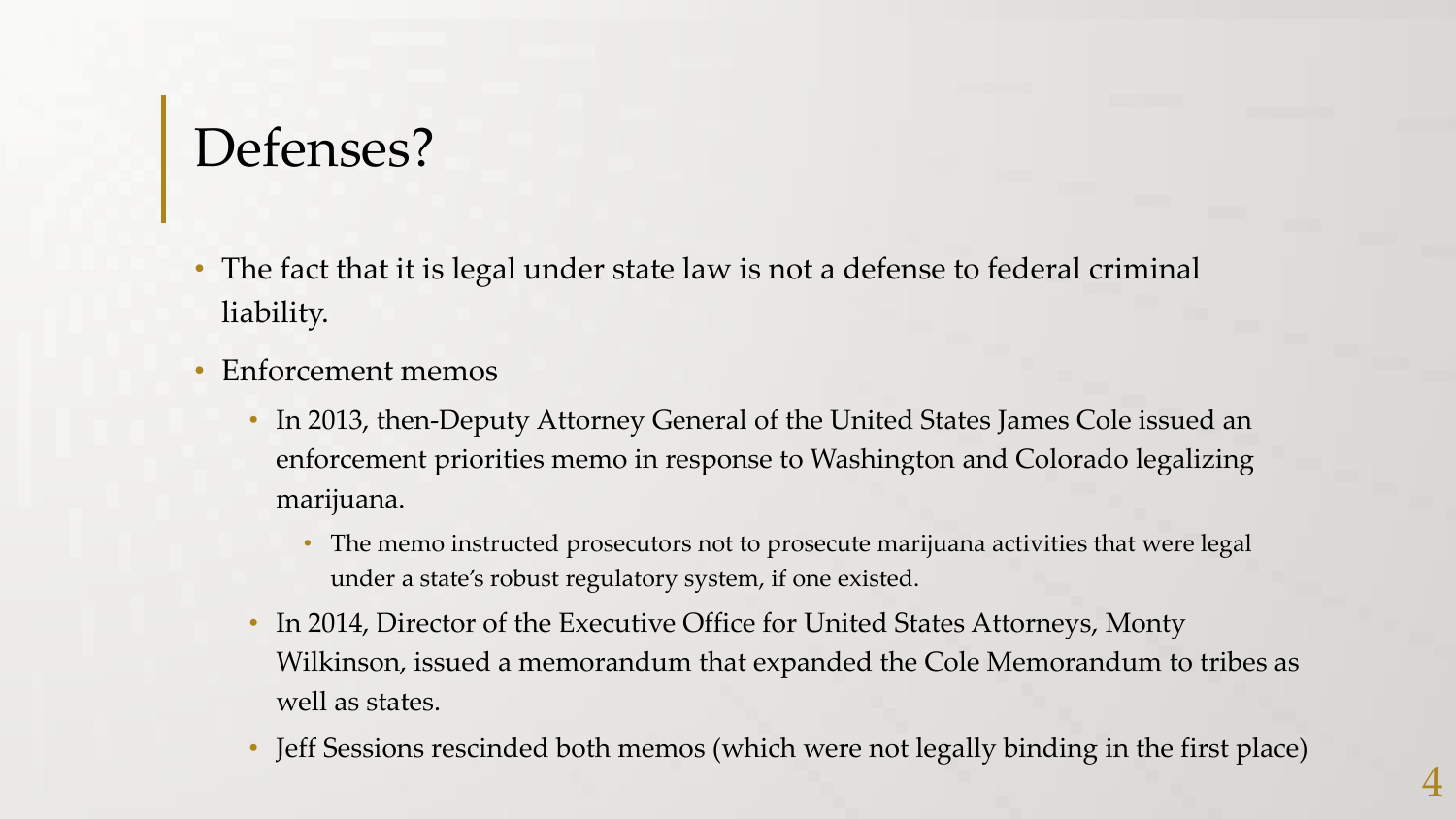# Defenses?

- The fact that it is legal under state law is not a defense to federal criminal liability.
- Enforcement memos
  - In 2013, then-Deputy Attorney General of the United States James Cole issued an enforcement priorities memo in response to Washington and Colorado legalizing marijuana.
    - The memo instructed prosecutors not to prosecute marijuana activities that were legal under a state's robust regulatory system, if one existed.
  - In 2014, Director of the Executive Office for United States Attorneys, Monty Wilkinson, issued a memorandum that expanded the Cole Memorandum to tribes as well as states.
  - Jeff Sessions rescinded both memos (which were not legally binding in the first place)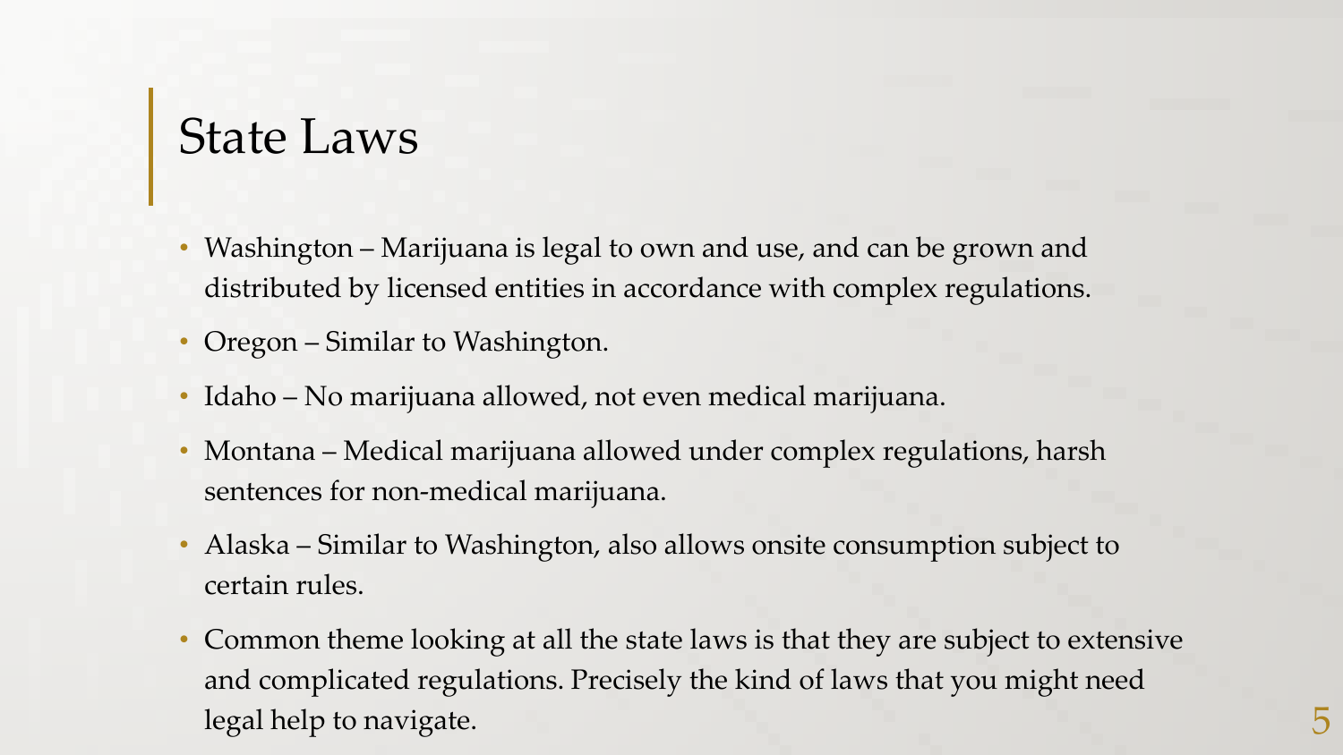# State Laws

- Washington – Marijuana is legal to own and use, and can be grown and distributed by licensed entities in accordance with complex regulations.
- Oregon – Similar to Washington.
- Idaho – No marijuana allowed, not even medical marijuana.
- Montana – Medical marijuana allowed under complex regulations, harsh sentences for non-medical marijuana.
- Alaska – Similar to Washington, also allows onsite consumption subject to certain rules.
- Common theme looking at all the state laws is that they are subject to extensive and complicated regulations. Precisely the kind of laws that you might need legal help to navigate.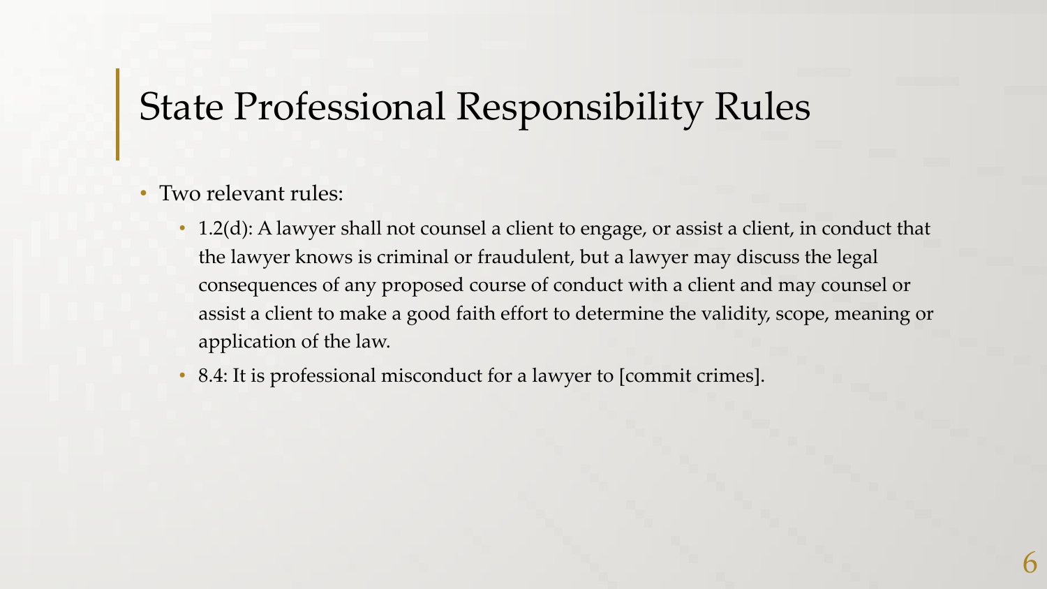# State Professional Responsibility Rules

- Two relevant rules:
  - 1.2(d): A lawyer shall not counsel a client to engage, or assist a client, in conduct that the lawyer knows is criminal or fraudulent, but a lawyer may discuss the legal consequences of any proposed course of conduct with a client and may counsel or assist a client to make a good faith effort to determine the validity, scope, meaning or application of the law.
  - 8.4: It is professional misconduct for a lawyer to [commit crimes].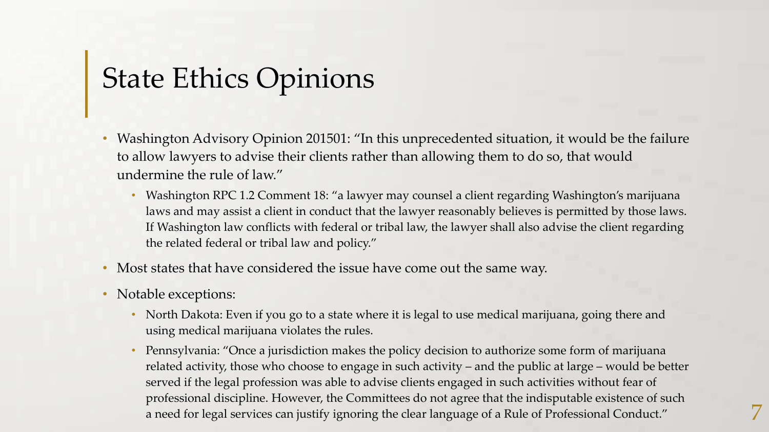# State Ethics Opinions

- Washington Advisory Opinion 201501: "In this unprecedented situation, it would be the failure to allow lawyers to advise their clients rather than allowing them to do so, that would undermine the rule of law."
  - Washington RPC 1.2 Comment 18: "a lawyer may counsel a client regarding Washington's marijuana laws and may assist a client in conduct that the lawyer reasonably believes is permitted by those laws. If Washington law conflicts with federal or tribal law, the lawyer shall also advise the client regarding the related federal or tribal law and policy."
- Most states that have considered the issue have come out the same way.
- Notable exceptions:
  - North Dakota: Even if you go to a state where it is legal to use medical marijuana, going there and using medical marijuana violates the rules.
  - Pennsylvania: "Once a jurisdiction makes the policy decision to authorize some form of marijuana related activity, those who choose to engage in such activity – and the public at large – would be better served if the legal profession was able to advise clients engaged in such activities without fear of professional discipline. However, the Committees do not agree that the indisputable existence of such a need for legal services can justify ignoring the clear language of a Rule of Professional Conduct."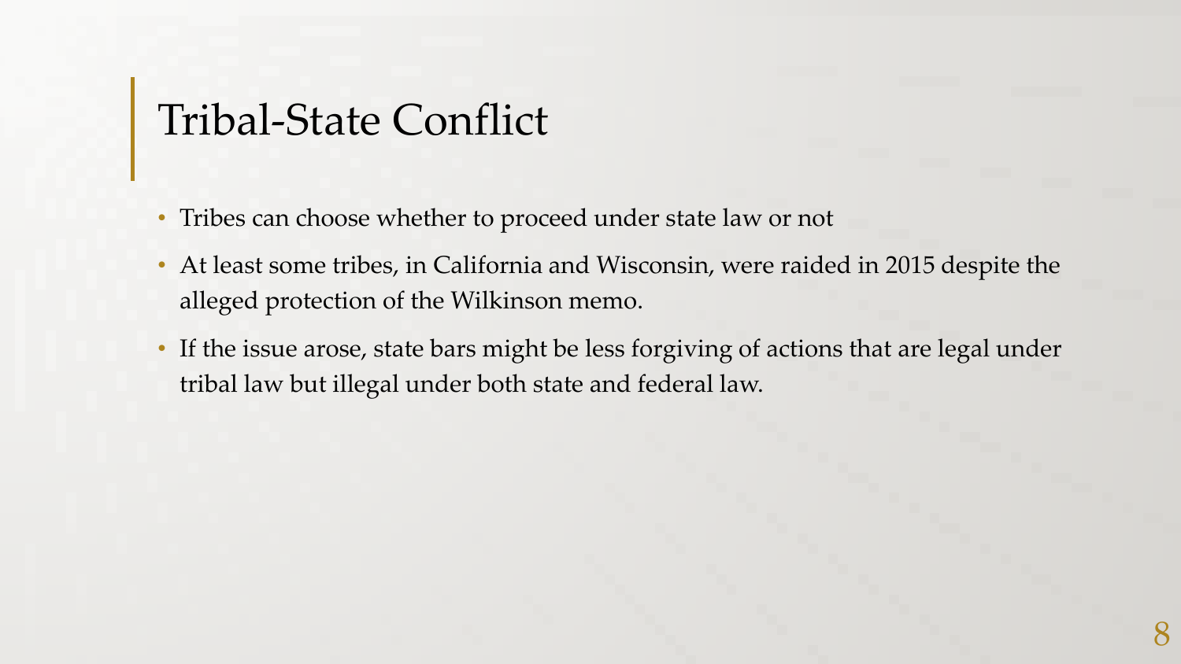# Tribal-State Conflict

- Tribes can choose whether to proceed under state law or not
- At least some tribes, in California and Wisconsin, were raided in 2015 despite the alleged protection of the Wilkinson memo.
- If the issue arose, state bars might be less forgiving of actions that are legal under tribal law but illegal under both state and federal law.